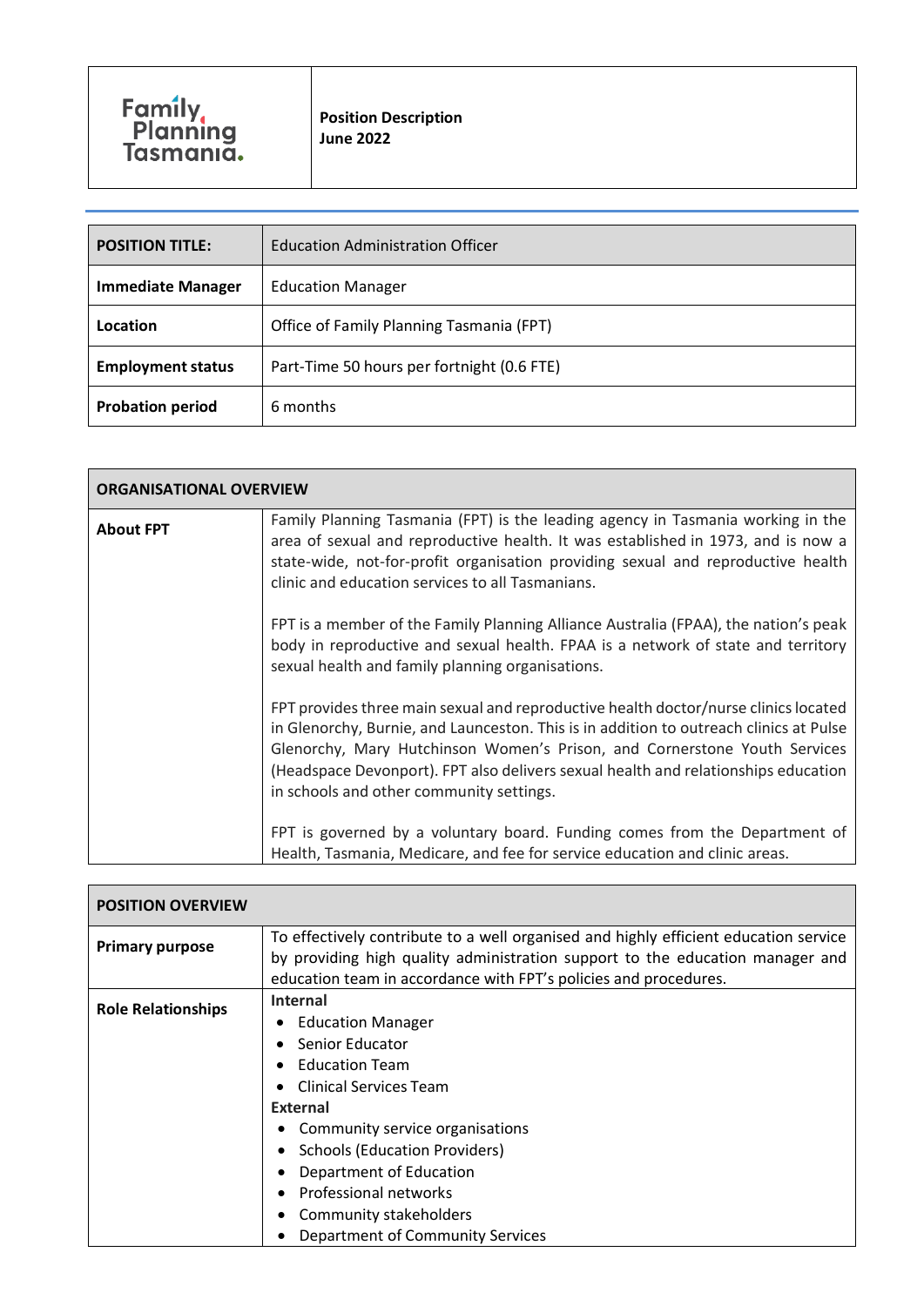| Family Planning Tasmania. | **Position Description** **June 2022** |
|---|---|

| **POSITION TITLE:** | Education Administration Officer |
|---|---|
| **Immediate Manager** | Education Manager |
| **Location** | Office of Family Planning Tasmania (FPT) |
| **Employment status** | Part-Time 50 hours per fortnight (0.6 FTE) |
| **Probation period** | 6 months |

| **ORGANISATIONAL OVERVIEW** | |
|---|---|
| **About FPT** | Family Planning Tasmania (FPT) is the leading agency in Tasmania working in the area of sexual and reproductive health. It was established in 1973, and is now a state-wide, not-for-profit organisation providing sexual and reproductive health clinic and education services to all Tasmanians.<br><br>FPT is a member of the Family Planning Alliance Australia (FPAA), the nation's peak body in reproductive and sexual health. FPAA is a network of state and territory sexual health and family planning organisations.<br><br>FPT provides three main sexual and reproductive health doctor/nurse clinics located in Glenorchy, Burnie, and Launceston. This is in addition to outreach clinics at Pulse Glenorchy, Mary Hutchinson Women's Prison, and Cornerstone Youth Services (Headspace Devonport). FPT also delivers sexual health and relationships education in schools and other community settings.<br><br>FPT is governed by a voluntary board. Funding comes from the Department of Health, Tasmania, Medicare, and fee for service education and clinic areas. |

| **POSITION OVERVIEW** | |
|---|---|
| **Primary purpose** | To effectively contribute to a well organised and highly efficient education service by providing high quality administration support to the education manager and education team in accordance with FPT's policies and procedures. |
| **Role Relationships** | **Internal**<br>• Education Manager<br>• Senior Educator<br>• Education Team<br>• Clinical Services Team<br>**External**<br>• Community service organisations<br>• Schools (Education Providers)<br>• Department of Education<br>• Professional networks<br>• Community stakeholders<br>• Department of Community Services |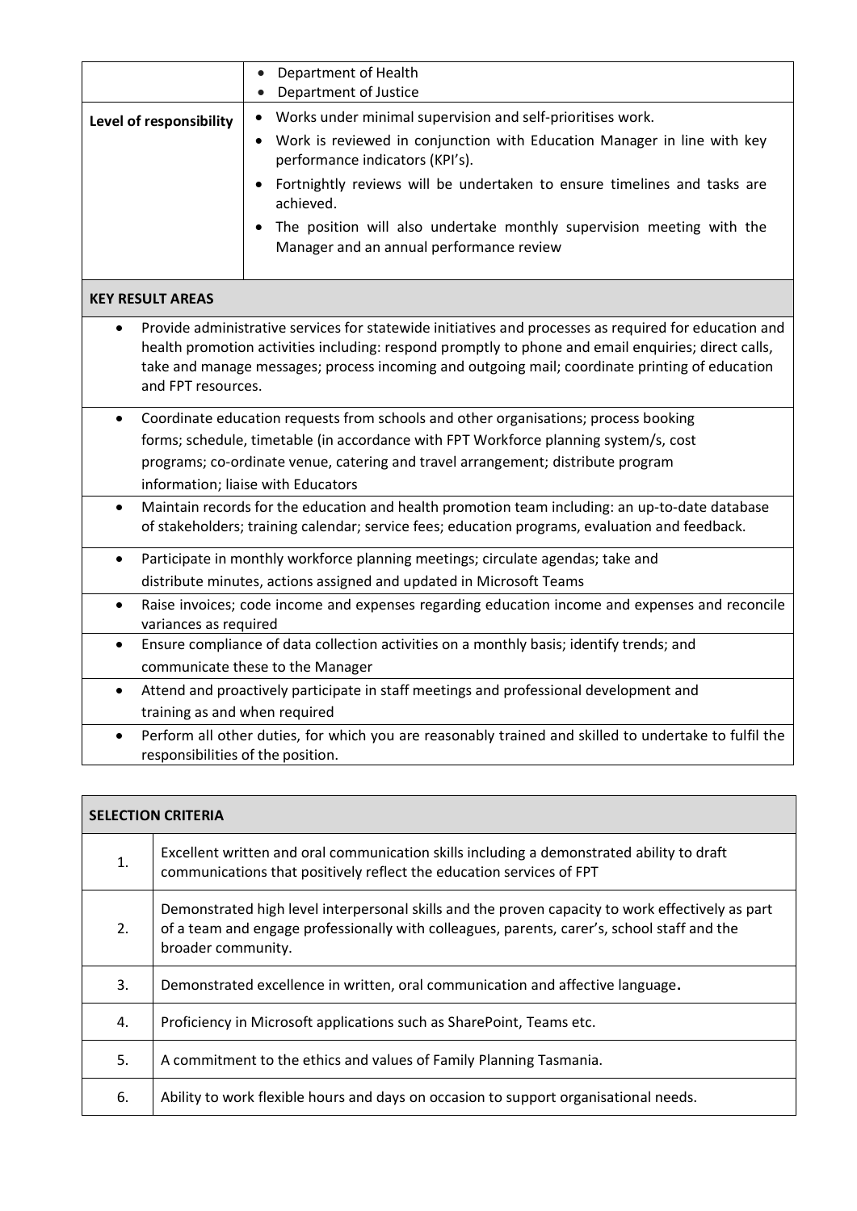| | |
|---|---|
| | • Department of Health<br>• Department of Justice |
| **Level of responsibility** | • Works under minimal supervision and self-prioritises work.<br>• Work is reviewed in conjunction with Education Manager in line with key performance indicators (KPI's).<br>• Fortnightly reviews will be undertaken to ensure timelines and tasks are achieved.<br>• The position will also undertake monthly supervision meeting with the Manager and an annual performance review |

| **KEY RESULT AREAS** |
|---|
| • Provide administrative services for statewide initiatives and processes as required for education and health promotion activities including: respond promptly to phone and email enquiries; direct calls, take and manage messages; process incoming and outgoing mail; coordinate printing of education and FPT resources. |
| • Coordinate education requests from schools and other organisations; process booking forms; schedule, timetable (in accordance with FPT Workforce planning system/s, cost programs; co-ordinate venue, catering and travel arrangement; distribute program information; liaise with Educators |
| • Maintain records for the education and health promotion team including: an up-to-date database of stakeholders; training calendar; service fees; education programs, evaluation and feedback. |
| • Participate in monthly workforce planning meetings; circulate agendas; take and distribute minutes, actions assigned and updated in Microsoft Teams |
| • Raise invoices; code income and expenses regarding education income and expenses and reconcile variances as required |
| • Ensure compliance of data collection activities on a monthly basis; identify trends; and communicate these to the Manager |
| • Attend and proactively participate in staff meetings and professional development and training as and when required |
| • Perform all other duties, for which you are reasonably trained and skilled to undertake to fulfil the responsibilities of the position. |

| **SELECTION CRITERIA** | |
|---|---|
| 1. | Excellent written and oral communication skills including a demonstrated ability to draft communications that positively reflect the education services of FPT |
| 2. | Demonstrated high level interpersonal skills and the proven capacity to work effectively as part of a team and engage professionally with colleagues, parents, carer's, school staff and the broader community. |
| 3. | Demonstrated excellence in written, oral communication and affective language**.** |
| 4. | Proficiency in Microsoft applications such as SharePoint, Teams etc. |
| 5. | A commitment to the ethics and values of Family Planning Tasmania. |
| 6. | Ability to work flexible hours and days on occasion to support organisational needs. |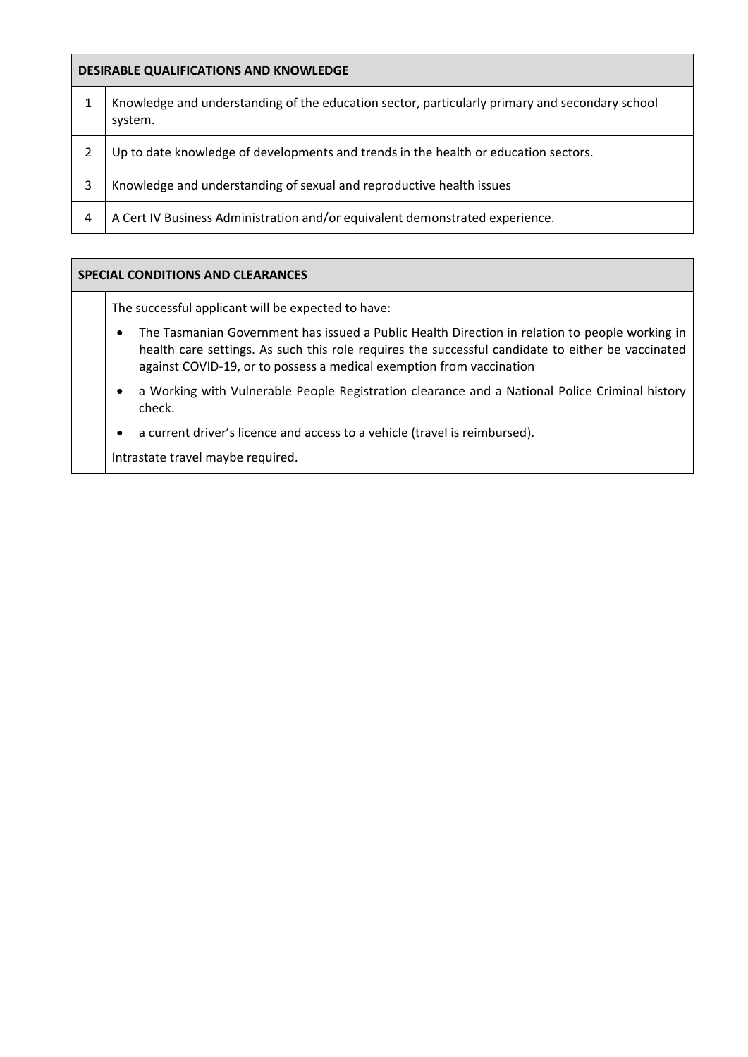| DESIRABLE QUALIFICATIONS AND KNOWLEDGE | |
|---|---|
| 1 | Knowledge and understanding of the education sector, particularly primary and secondary school system. |
| 2 | Up to date knowledge of developments and trends in the health or education sectors. |
| 3 | Knowledge and understanding of sexual and reproductive health issues |
| 4 | A Cert IV Business Administration and/or equivalent demonstrated experience. |

| SPECIAL CONDITIONS AND CLEARANCES | |
|---|---|
| | The successful applicant will be expected to have:<br>• The Tasmanian Government has issued a Public Health Direction in relation to people working in health care settings. As such this role requires the successful candidate to either be vaccinated against COVID-19, or to possess a medical exemption from vaccination<br>• a Working with Vulnerable People Registration clearance and a National Police Criminal history check.<br>• a current driver's licence and access to a vehicle (travel is reimbursed).<br>Intrastate travel maybe required. |